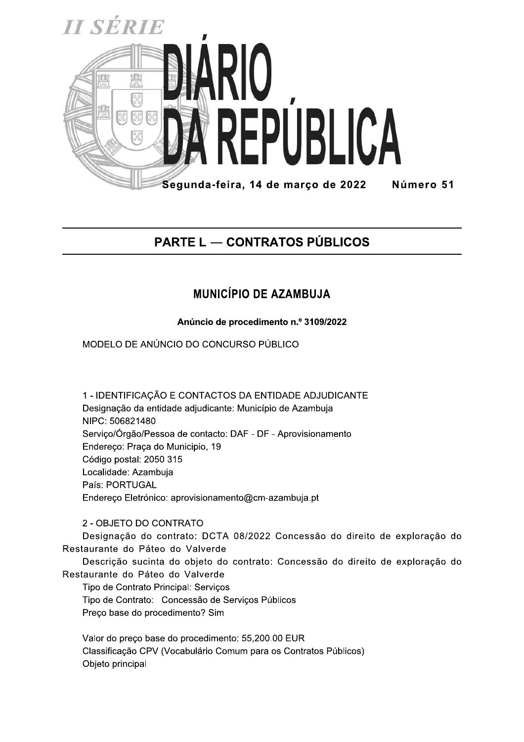# PARTE L — CONTRATOS PÚBLICOS

## MUNICÍPIO DE AZAMBUJA

**Anúncio de procedimento n.º 3109/2022**

MODELO DE ANÚNCIO DO CONCURSO PÚBLICO

1 - IDENTIFICAÇÃO E CONTACTOS DA ENTIDADE ADJUDICANTE

Designação da entidade adjudicante: Município de Azambuja

NIPC: 506821480

Serviço/Órgão/Pessoa de contacto: DAF - DF - Aprovisionamento

Endereço: Praça do Municipio, 19

Código postal: 2050 315

Localidade: Azambuja

País: PORTUGAL

Endereço Eletrónico: aprovisionamento@cm-azambuja.pt

2 - OBJETO DO CONTRATO

Designação do contrato: DCTA 08/2022 Concessão do direito de exploração do Restaurante do Páteo do Valverde

Descrição sucinta do objeto do contrato: Concessão do direito de exploração do Restaurante do Páteo do Valverde

Tipo de Contrato Principal: Serviços

Tipo de Contrato: Concessão de Serviços Públicos

Preço base do procedimento? Sim

Valor do preço base do procedimento: 55,200.00 EUR

Classificação CPV (Vocabulário Comum para os Contratos Públicos)

Objeto principal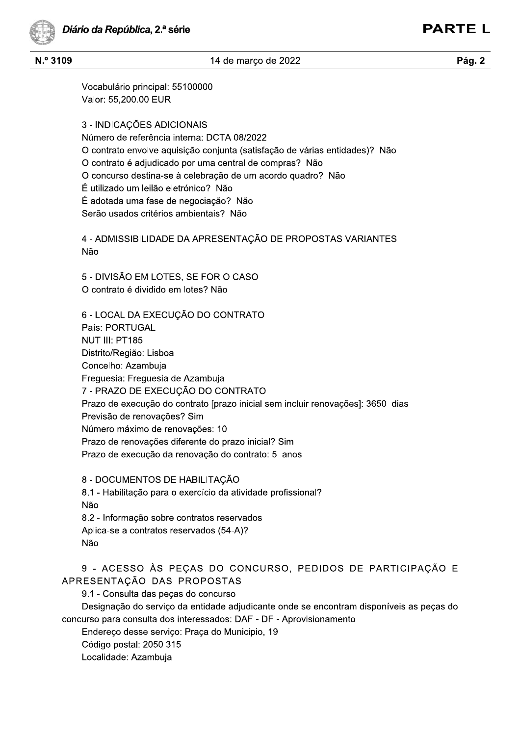Vocabulário principal: 55100000
Valor: 55,200.00 EUR

3 - INDICAÇÕES ADICIONAIS
Número de referência interna: DCTA 08/2022
O contrato envolve aquisição conjunta (satisfação de várias entidades)? Não
O contrato é adjudicado por uma central de compras? Não
O concurso destina-se à celebração de um acordo quadro? Não
É utilizado um leilão eletrónico? Não
É adotada uma fase de negociação? Não
Serão usados critérios ambientais? Não

4 - ADMISSIBILIDADE DA APRESENTAÇÃO DE PROPOSTAS VARIANTES
Não

5 - DIVISÃO EM LOTES, SE FOR O CASO
O contrato é dividido em lotes? Não

6 - LOCAL DA EXECUÇÃO DO CONTRATO
País: PORTUGAL
NUT III: PT185
Distrito/Região: Lisboa
Concelho: Azambuja
Freguesia: Freguesia de Azambuja
7 - PRAZO DE EXECUÇÃO DO CONTRATO
Prazo de execução do contrato [prazo inicial sem incluir renovações]: 3650 dias
Previsão de renovações? Sim
Número máximo de renovações: 10
Prazo de renovações diferente do prazo inicial? Sim
Prazo de execução da renovação do contrato: 5 anos

8 - DOCUMENTOS DE HABILITAÇÃO
8.1 - Habilitação para o exercício da atividade profissional?
Não
8.2 - Informação sobre contratos reservados
Aplica-se a contratos reservados (54-A)?
Não

9 - ACESSO ÀS PEÇAS DO CONCURSO, PEDIDOS DE PARTICIPAÇÃO E APRESENTAÇÃO DAS PROPOSTAS

9.1 - Consulta das peças do concurso

Designação do serviço da entidade adjudicante onde se encontram disponíveis as peças do concurso para consulta dos interessados: DAF - DF - Aprovisionamento

Endereço desse serviço: Praça do Municipio, 19

Código postal: 2050 315

Localidade: Azambuja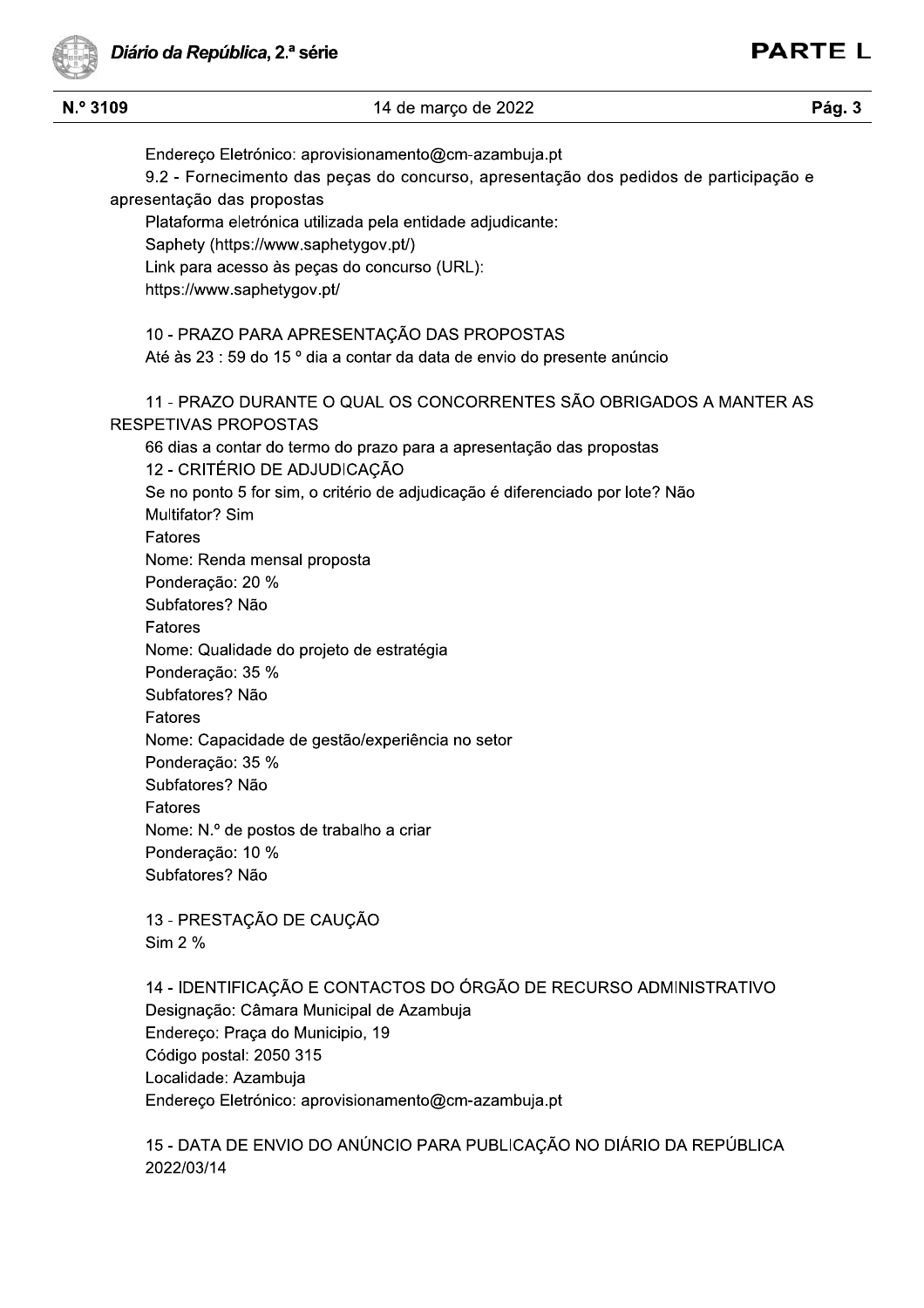Endereço Eletrónico: aprovisionamento@cm-azambuja.pt

9.2 - Fornecimento das peças do concurso, apresentação dos pedidos de participação e apresentação das propostas

Plataforma eletrónica utilizada pela entidade adjudicante:

Saphety (https://www.saphetygov.pt/)

Link para acesso às peças do concurso (URL):

https://www.saphetygov.pt/

10 - PRAZO PARA APRESENTAÇÃO DAS PROPOSTAS

Até às 23 : 59 do 15 º dia a contar da data de envio do presente anúncio

11 - PRAZO DURANTE O QUAL OS CONCORRENTES SÃO OBRIGADOS A MANTER AS RESPETIVAS PROPOSTAS

66 dias a contar do termo do prazo para a apresentação das propostas

12 - CRITÉRIO DE ADJUDICAÇÃO

Se no ponto 5 for sim, o critério de adjudicação é diferenciado por lote? Não

Multifator? Sim

Fatores

Nome: Renda mensal proposta

Ponderação: 20 %

Subfatores? Não

Fatores

Nome: Qualidade do projeto de estratégia

Ponderação: 35 %

Subfatores? Não

Fatores

Nome: Capacidade de gestão/experiência no setor

Ponderação: 35 %

Subfatores? Não

Fatores

Nome: N.º de postos de trabalho a criar

Ponderação: 10 %

Subfatores? Não

13 - PRESTAÇÃO DE CAUÇÃO

Sim 2 %

14 - IDENTIFICAÇÃO E CONTACTOS DO ÓRGÃO DE RECURSO ADMINISTRATIVO

Designação: Câmara Municipal de Azambuja

Endereço: Praça do Municipio, 19

Código postal: 2050 315

Localidade: Azambuja

Endereço Eletrónico: aprovisionamento@cm-azambuja.pt

15 - DATA DE ENVIO DO ANÚNCIO PARA PUBLICAÇÃO NO DIÁRIO DA REPÚBLICA

2022/03/14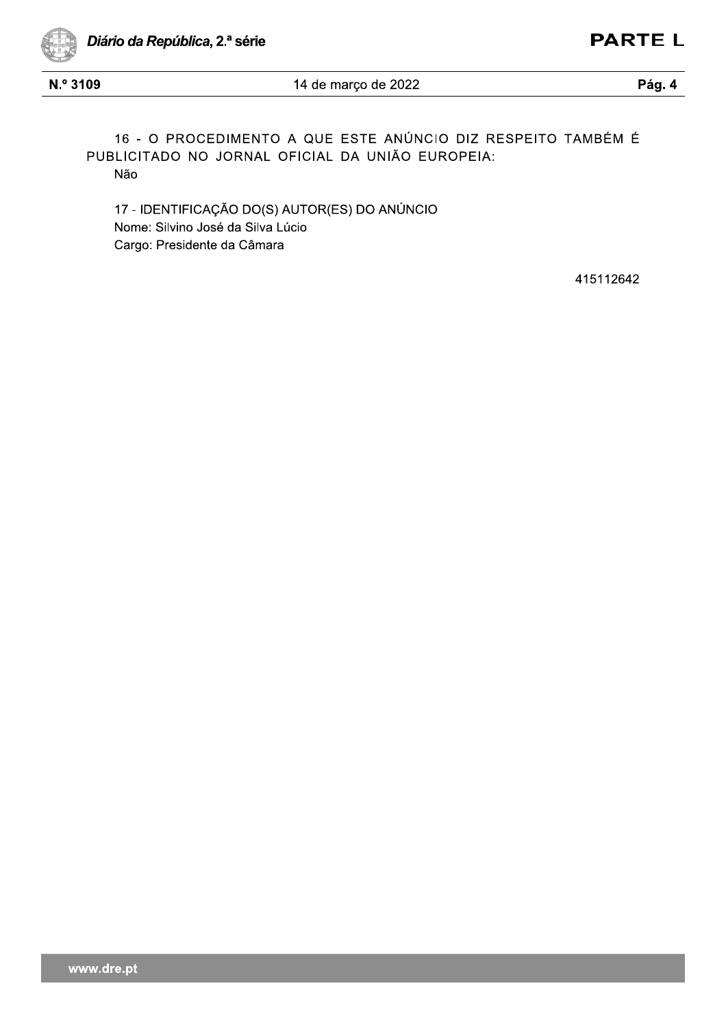16 - O PROCEDIMENTO A QUE ESTE ANÚNCIO DIZ RESPEITO TAMBÉM É PUBLICITADO NO JORNAL OFICIAL DA UNIÃO EUROPEIA:

Não

17 - IDENTIFICAÇÃO DO(S) AUTOR(ES) DO ANÚNCIO

Nome: Silvino José da Silva Lúcio

Cargo: Presidente da Câmara

415112642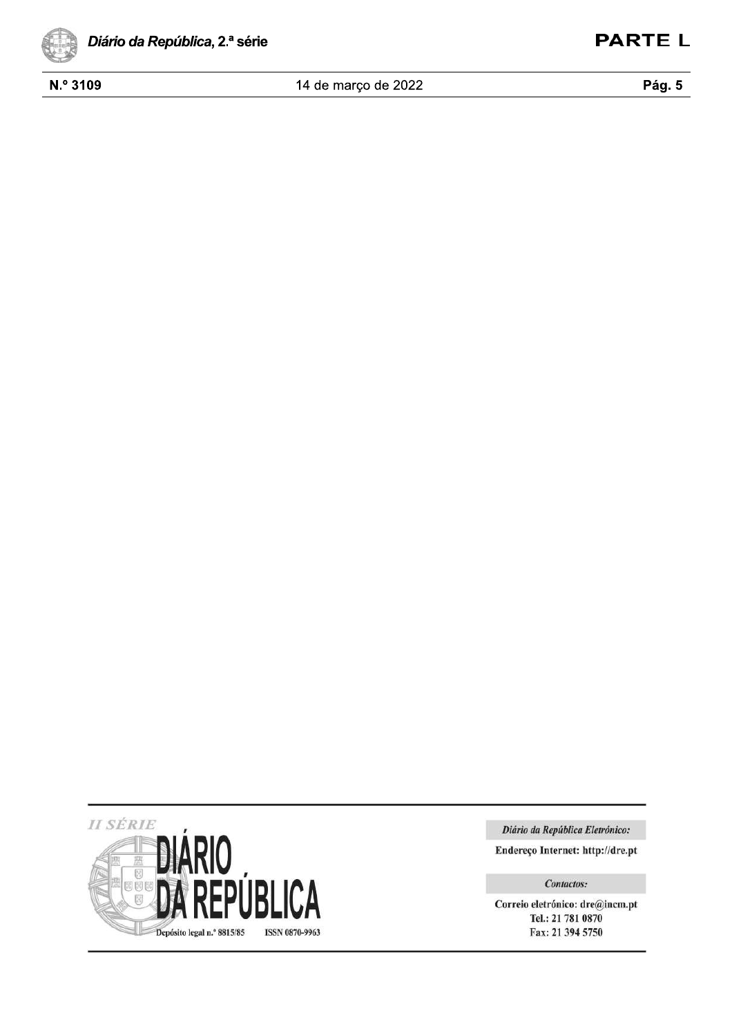II SÉRIE

**DIÁRIO DA REPÚBLICA**

Depósito legal n.º 8815/85 ISSN 0870-9963

*Diário da República Eletrónico:*

Endereço Internet: http://dre.pt

*Contactos:*

Correio eletrónico: dre@incm.pt
Tel.: 21 781 0870
Fax: 21 394 5750